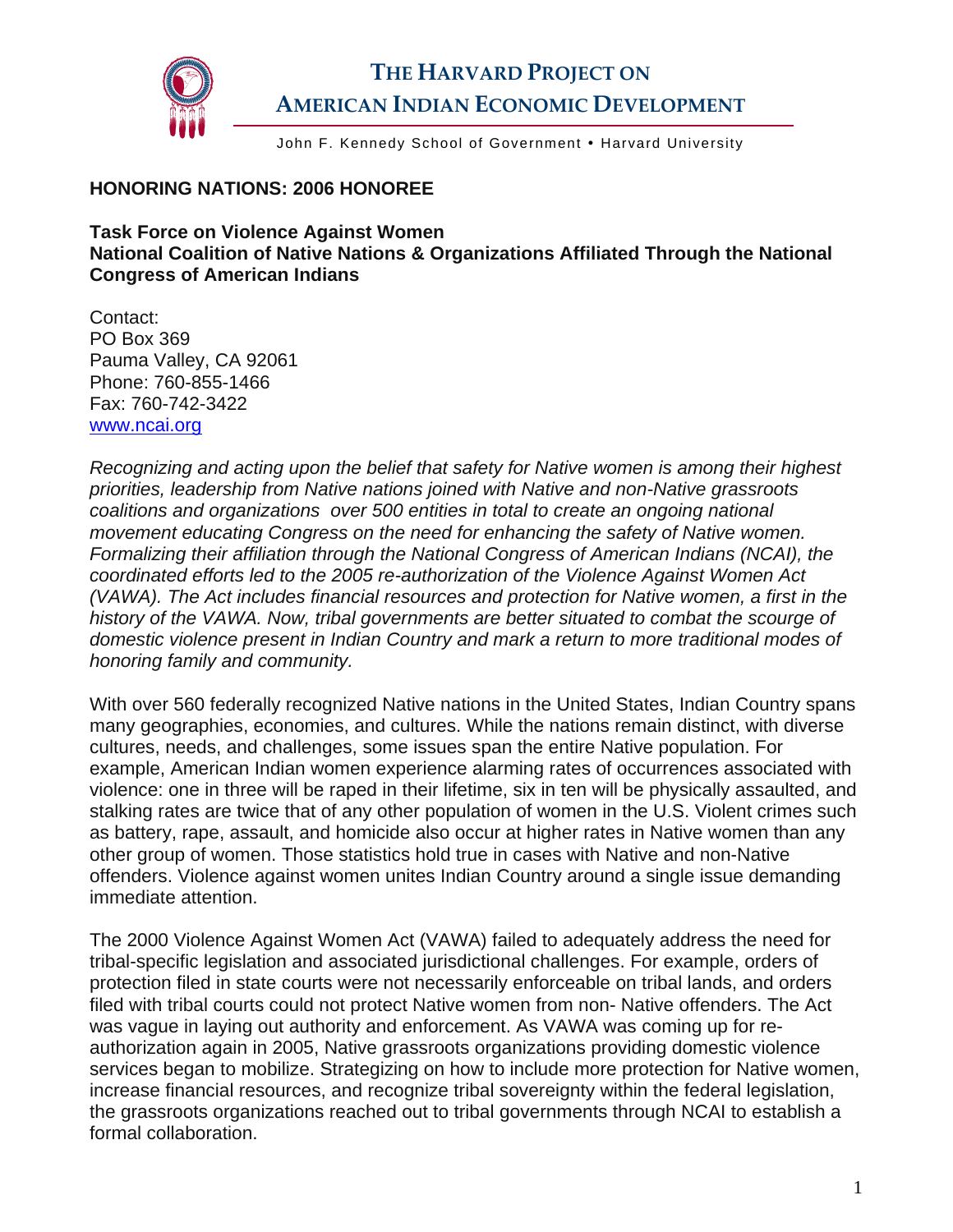# THE HARVARD PROJECT ON AMERICAN INDIAN ECONOMIC DEVELOPMENT

John F. Kennedy School of Government • Harvard University

**HONORING NATIONS: 2006 HONOREE**

**Task Force on Violence Against Women**
**National Coalition of Native Nations & Organizations Affiliated Through the National Congress of American Indians**

Contact:
PO Box 369
Pauma Valley, CA 92061
Phone: 760-855-1466
Fax: 760-742-3422
www.ncai.org

*Recognizing and acting upon the belief that safety for Native women is among their highest priorities, leadership from Native nations joined with Native and non-Native grassroots coalitions and organizations over 500 entities in total to create an ongoing national movement educating Congress on the need for enhancing the safety of Native women. Formalizing their affiliation through the National Congress of American Indians (NCAI), the coordinated efforts led to the 2005 re-authorization of the Violence Against Women Act (VAWA). The Act includes financial resources and protection for Native women, a first in the history of the VAWA. Now, tribal governments are better situated to combat the scourge of domestic violence present in Indian Country and mark a return to more traditional modes of honoring family and community.*

With over 560 federally recognized Native nations in the United States, Indian Country spans many geographies, economies, and cultures. While the nations remain distinct, with diverse cultures, needs, and challenges, some issues span the entire Native population. For example, American Indian women experience alarming rates of occurrences associated with violence: one in three will be raped in their lifetime, six in ten will be physically assaulted, and stalking rates are twice that of any other population of women in the U.S. Violent crimes such as battery, rape, assault, and homicide also occur at higher rates in Native women than any other group of women. Those statistics hold true in cases with Native and non-Native offenders. Violence against women unites Indian Country around a single issue demanding immediate attention.

The 2000 Violence Against Women Act (VAWA) failed to adequately address the need for tribal-specific legislation and associated jurisdictional challenges. For example, orders of protection filed in state courts were not necessarily enforceable on tribal lands, and orders filed with tribal courts could not protect Native women from non- Native offenders. The Act was vague in laying out authority and enforcement. As VAWA was coming up for re-authorization again in 2005, Native grassroots organizations providing domestic violence services began to mobilize. Strategizing on how to include more protection for Native women, increase financial resources, and recognize tribal sovereignty within the federal legislation, the grassroots organizations reached out to tribal governments through NCAI to establish a formal collaboration.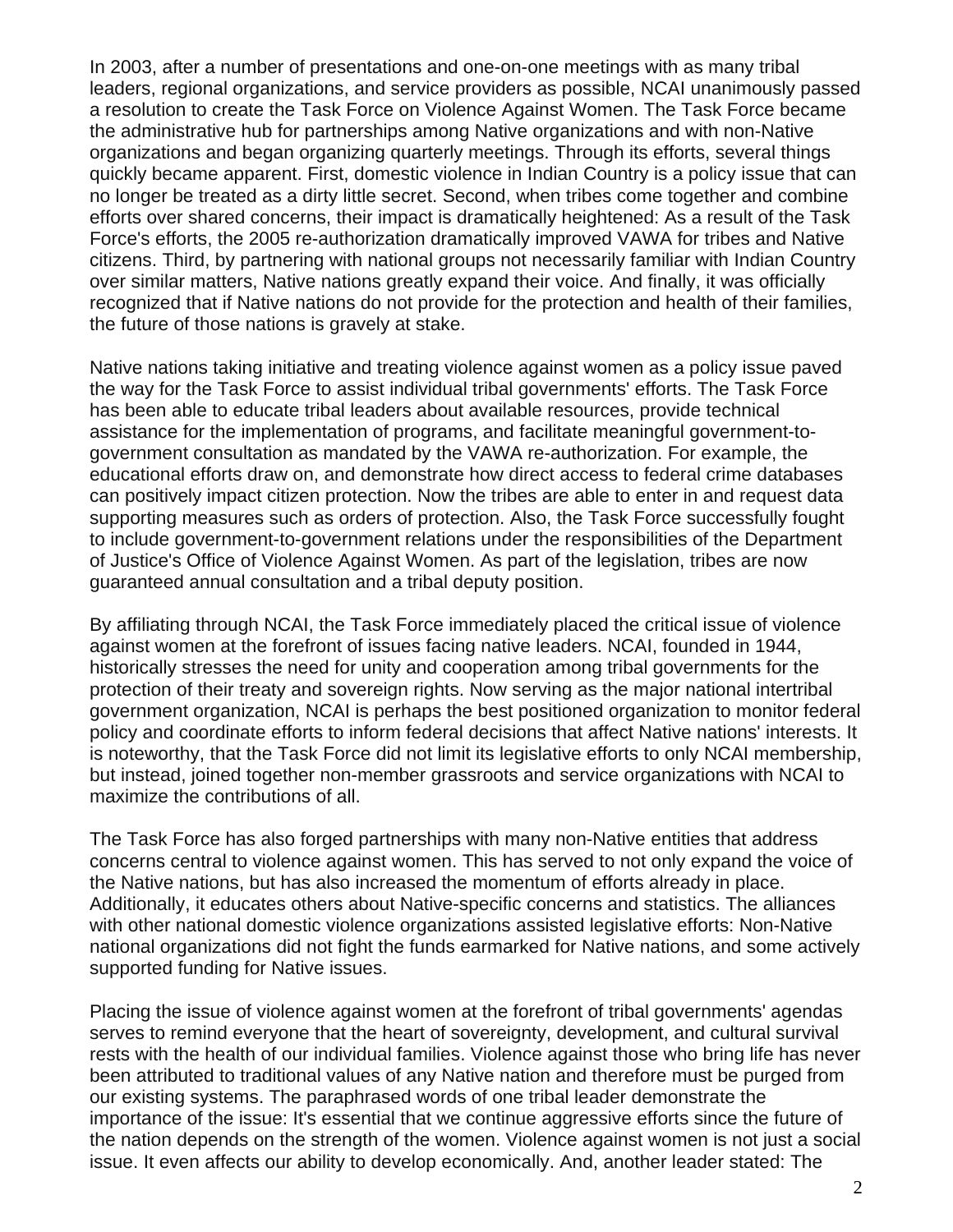In 2003, after a number of presentations and one-on-one meetings with as many tribal leaders, regional organizations, and service providers as possible, NCAI unanimously passed a resolution to create the Task Force on Violence Against Women. The Task Force became the administrative hub for partnerships among Native organizations and with non-Native organizations and began organizing quarterly meetings. Through its efforts, several things quickly became apparent. First, domestic violence in Indian Country is a policy issue that can no longer be treated as a dirty little secret. Second, when tribes come together and combine efforts over shared concerns, their impact is dramatically heightened: As a result of the Task Force's efforts, the 2005 re-authorization dramatically improved VAWA for tribes and Native citizens. Third, by partnering with national groups not necessarily familiar with Indian Country over similar matters, Native nations greatly expand their voice. And finally, it was officially recognized that if Native nations do not provide for the protection and health of their families, the future of those nations is gravely at stake.

Native nations taking initiative and treating violence against women as a policy issue paved the way for the Task Force to assist individual tribal governments' efforts. The Task Force has been able to educate tribal leaders about available resources, provide technical assistance for the implementation of programs, and facilitate meaningful government-to-government consultation as mandated by the VAWA re-authorization. For example, the educational efforts draw on, and demonstrate how direct access to federal crime databases can positively impact citizen protection. Now the tribes are able to enter in and request data supporting measures such as orders of protection. Also, the Task Force successfully fought to include government-to-government relations under the responsibilities of the Department of Justice's Office of Violence Against Women. As part of the legislation, tribes are now guaranteed annual consultation and a tribal deputy position.

By affiliating through NCAI, the Task Force immediately placed the critical issue of violence against women at the forefront of issues facing native leaders. NCAI, founded in 1944, historically stresses the need for unity and cooperation among tribal governments for the protection of their treaty and sovereign rights. Now serving as the major national intertribal government organization, NCAI is perhaps the best positioned organization to monitor federal policy and coordinate efforts to inform federal decisions that affect Native nations' interests. It is noteworthy, that the Task Force did not limit its legislative efforts to only NCAI membership, but instead, joined together non-member grassroots and service organizations with NCAI to maximize the contributions of all.

The Task Force has also forged partnerships with many non-Native entities that address concerns central to violence against women. This has served to not only expand the voice of the Native nations, but has also increased the momentum of efforts already in place. Additionally, it educates others about Native-specific concerns and statistics. The alliances with other national domestic violence organizations assisted legislative efforts: Non-Native national organizations did not fight the funds earmarked for Native nations, and some actively supported funding for Native issues.

Placing the issue of violence against women at the forefront of tribal governments' agendas serves to remind everyone that the heart of sovereignty, development, and cultural survival rests with the health of our individual families. Violence against those who bring life has never been attributed to traditional values of any Native nation and therefore must be purged from our existing systems. The paraphrased words of one tribal leader demonstrate the importance of the issue: It's essential that we continue aggressive efforts since the future of the nation depends on the strength of the women. Violence against women is not just a social issue. It even affects our ability to develop economically. And, another leader stated: The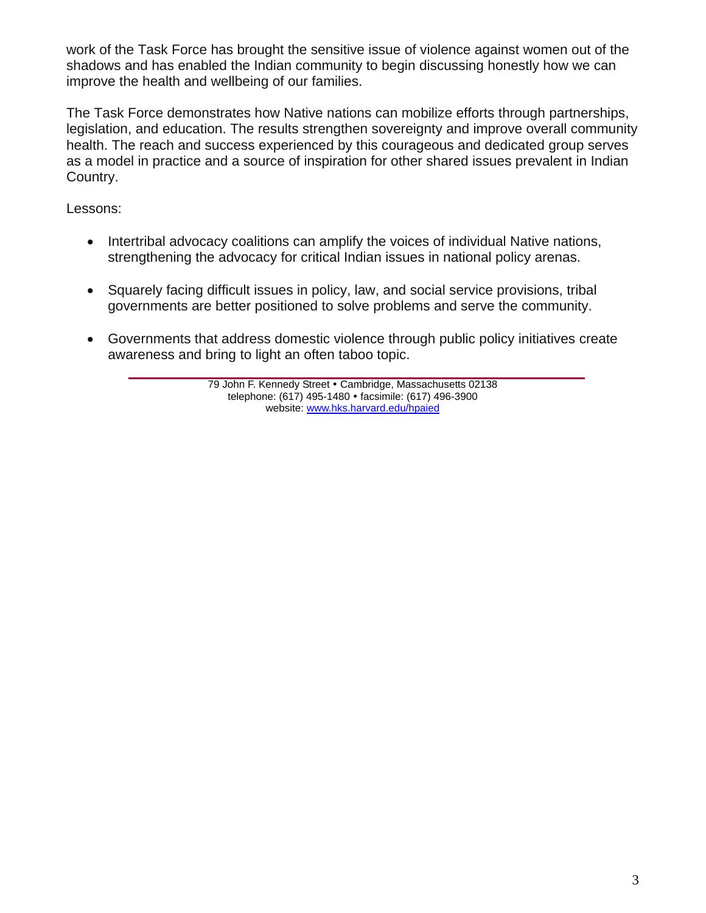work of the Task Force has brought the sensitive issue of violence against women out of the shadows and has enabled the Indian community to begin discussing honestly how we can improve the health and wellbeing of our families.

The Task Force demonstrates how Native nations can mobilize efforts through partnerships, legislation, and education. The results strengthen sovereignty and improve overall community health. The reach and success experienced by this courageous and dedicated group serves as a model in practice and a source of inspiration for other shared issues prevalent in Indian Country.

Lessons:

- Intertribal advocacy coalitions can amplify the voices of individual Native nations, strengthening the advocacy for critical Indian issues in national policy arenas.
- Squarely facing difficult issues in policy, law, and social service provisions, tribal governments are better positioned to solve problems and serve the community.
- Governments that address domestic violence through public policy initiatives create awareness and bring to light an often taboo topic.

79 John F. Kennedy Street • Cambridge, Massachusetts 02138
telephone: (617) 495-1480 • facsimile: (617) 496-3900
website: www.hks.harvard.edu/hpaied